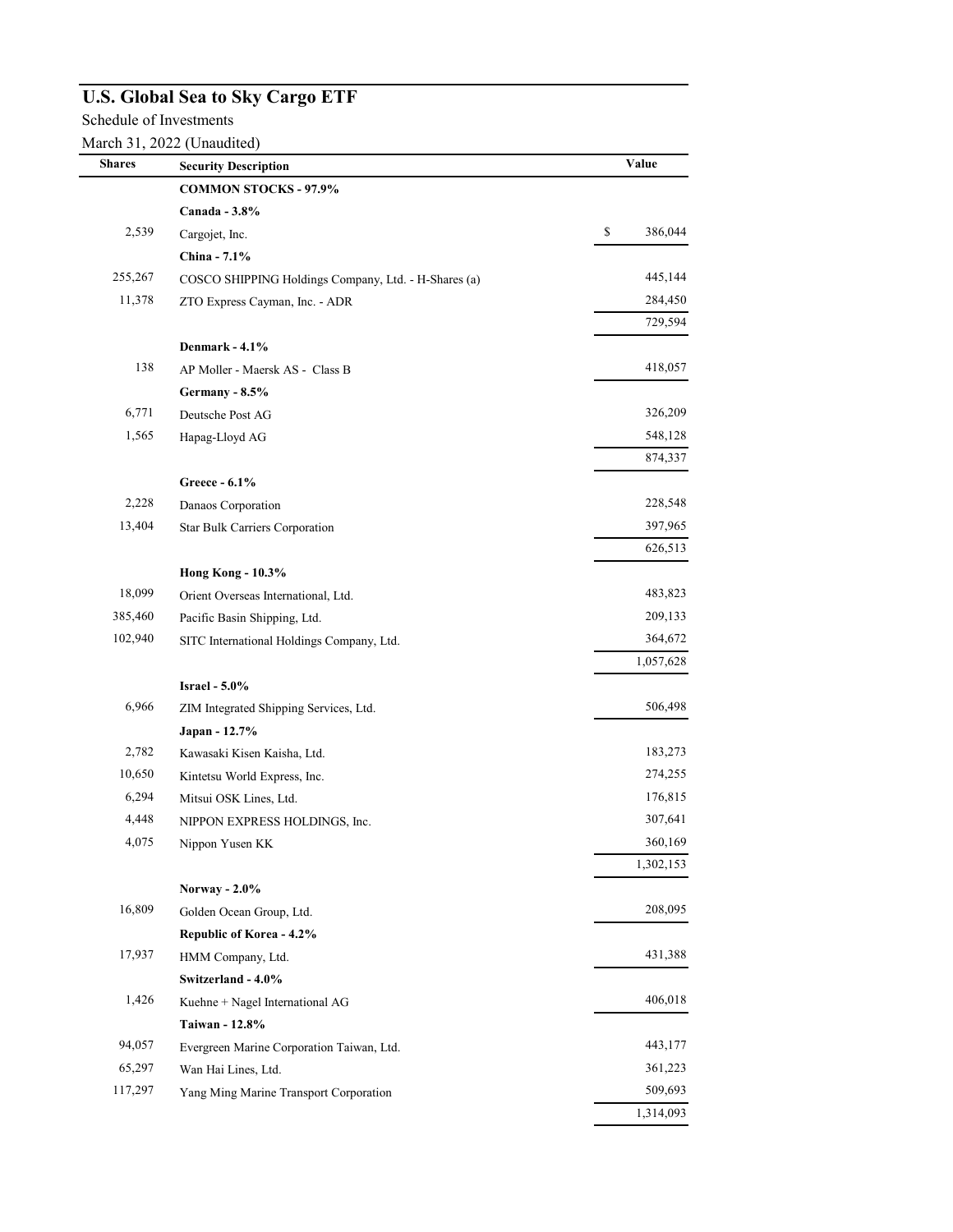# U.S. Global Sea to Sky Cargo ETF

Schedule of Investments

March 31, 2022 (Unaudited)

| Shares | Security Description | Value |
|---|---|---|
| | **COMMON STOCKS - 97.9%** | |
| | **Canada - 3.8%** | |
| 2,539 | Cargojet, Inc. | $ 386,044 |
| | **China - 7.1%** | |
| 255,267 | COSCO SHIPPING Holdings Company, Ltd. - H-Shares (a) | 445,144 |
| 11,378 | ZTO Express Cayman, Inc. - ADR | 284,450 |
| | | 729,594 |
| | **Denmark - 4.1%** | |
| 138 | AP Moller - Maersk AS - Class B | 418,057 |
| | **Germany - 8.5%** | |
| 6,771 | Deutsche Post AG | 326,209 |
| 1,565 | Hapag-Lloyd AG | 548,128 |
| | | 874,337 |
| | **Greece - 6.1%** | |
| 2,228 | Danaos Corporation | 228,548 |
| 13,404 | Star Bulk Carriers Corporation | 397,965 |
| | | 626,513 |
| | **Hong Kong - 10.3%** | |
| 18,099 | Orient Overseas International, Ltd. | 483,823 |
| 385,460 | Pacific Basin Shipping, Ltd. | 209,133 |
| 102,940 | SITC International Holdings Company, Ltd. | 364,672 |
| | | 1,057,628 |
| | **Israel - 5.0%** | |
| 6,966 | ZIM Integrated Shipping Services, Ltd. | 506,498 |
| | **Japan - 12.7%** | |
| 2,782 | Kawasaki Kisen Kaisha, Ltd. | 183,273 |
| 10,650 | Kintetsu World Express, Inc. | 274,255 |
| 6,294 | Mitsui OSK Lines, Ltd. | 176,815 |
| 4,448 | NIPPON EXPRESS HOLDINGS, Inc. | 307,641 |
| 4,075 | Nippon Yusen KK | 360,169 |
| | | 1,302,153 |
| | **Norway - 2.0%** | |
| 16,809 | Golden Ocean Group, Ltd. | 208,095 |
| | **Republic of Korea - 4.2%** | |
| 17,937 | HMM Company, Ltd. | 431,388 |
| | **Switzerland - 4.0%** | |
| 1,426 | Kuehne + Nagel International AG | 406,018 |
| | **Taiwan - 12.8%** | |
| 94,057 | Evergreen Marine Corporation Taiwan, Ltd. | 443,177 |
| 65,297 | Wan Hai Lines, Ltd. | 361,223 |
| 117,297 | Yang Ming Marine Transport Corporation | 509,693 |
| | | 1,314,093 |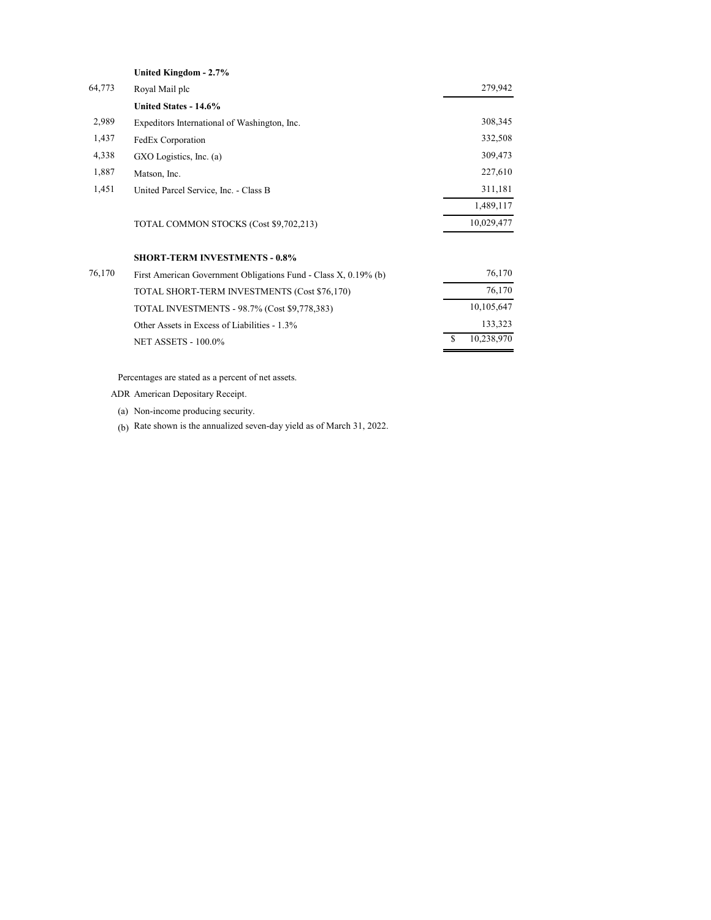| Shares | | Value |
|---|---|---|
| | **United Kingdom - 2.7%** | |
| 64,773 | Royal Mail plc | 279,942 |
| | **United States - 14.6%** | |
| 2,989 | Expeditors International of Washington, Inc. | 308,345 |
| 1,437 | FedEx Corporation | 332,508 |
| 4,338 | GXO Logistics, Inc. (a) | 309,473 |
| 1,887 | Matson, Inc. | 227,610 |
| 1,451 | United Parcel Service, Inc. - Class B | 311,181 |
| | | 1,489,117 |
| | TOTAL COMMON STOCKS (Cost $9,702,213) | 10,029,477 |
| | | |
| | **SHORT-TERM INVESTMENTS - 0.8%** | |
| 76,170 | First American Government Obligations Fund - Class X, 0.19% (b) | 76,170 |
| | TOTAL SHORT-TERM INVESTMENTS (Cost $76,170) | 76,170 |
| | TOTAL INVESTMENTS - 98.7% (Cost $9,778,383) | 10,105,647 |
| | Other Assets in Excess of Liabilities - 1.3% | 133,323 |
| | NET ASSETS - 100.0% | $ 10,238,970 |

Percentages are stated as a percent of net assets.

ADR American Depositary Receipt.

(a) Non-income producing security.

(b) Rate shown is the annualized seven-day yield as of March 31, 2022.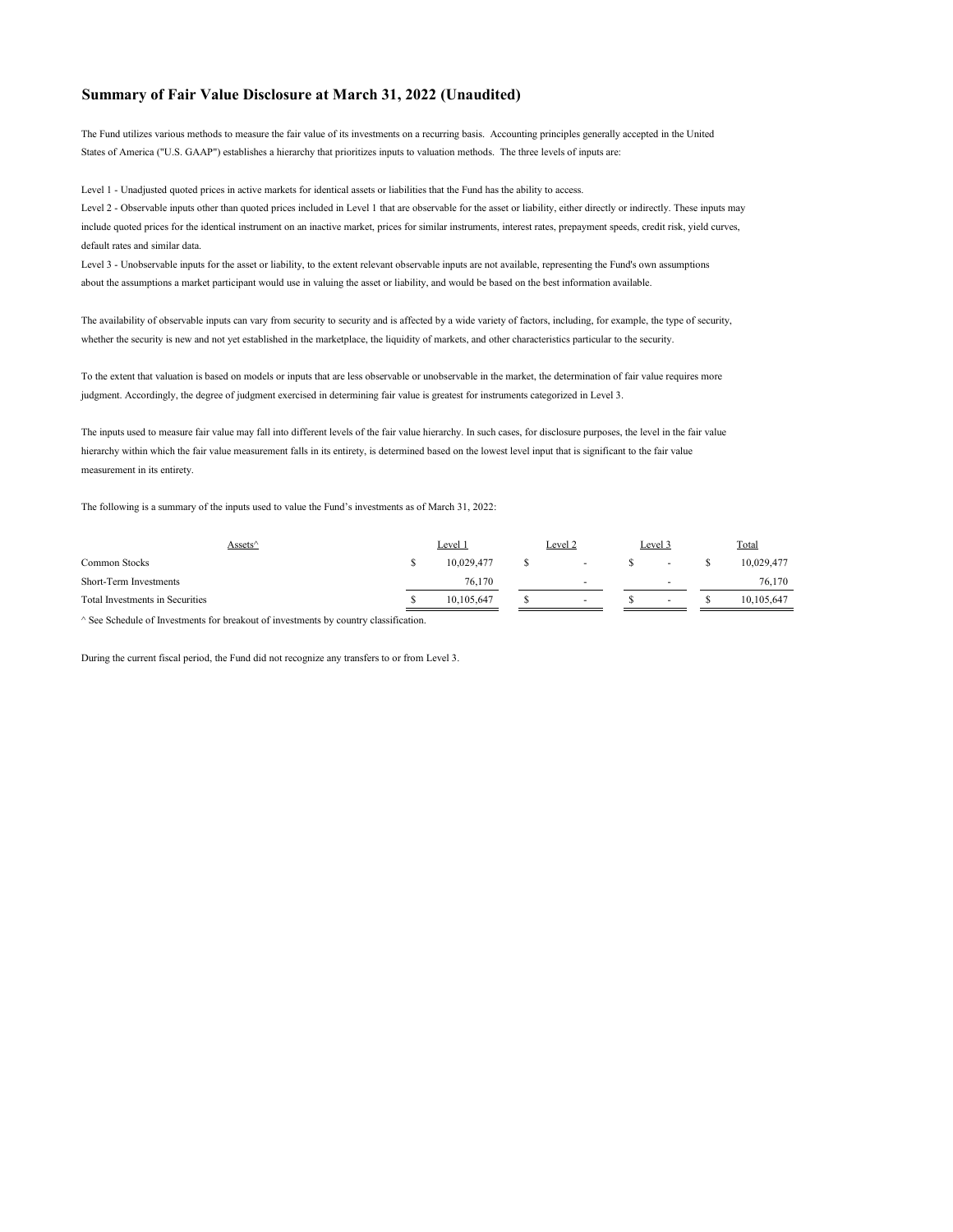## Summary of Fair Value Disclosure at March 31, 2022 (Unaudited)

The Fund utilizes various methods to measure the fair value of its investments on a recurring basis. Accounting principles generally accepted in the United States of America ("U.S. GAAP") establishes a hierarchy that prioritizes inputs to valuation methods. The three levels of inputs are:

Level 1 - Unadjusted quoted prices in active markets for identical assets or liabilities that the Fund has the ability to access.

Level 2 - Observable inputs other than quoted prices included in Level 1 that are observable for the asset or liability, either directly or indirectly. These inputs may include quoted prices for the identical instrument on an inactive market, prices for similar instruments, interest rates, prepayment speeds, credit risk, yield curves, default rates and similar data.

Level 3 - Unobservable inputs for the asset or liability, to the extent relevant observable inputs are not available, representing the Fund's own assumptions about the assumptions a market participant would use in valuing the asset or liability, and would be based on the best information available.

The availability of observable inputs can vary from security to security and is affected by a wide variety of factors, including, for example, the type of security, whether the security is new and not yet established in the marketplace, the liquidity of markets, and other characteristics particular to the security.

To the extent that valuation is based on models or inputs that are less observable or unobservable in the market, the determination of fair value requires more judgment. Accordingly, the degree of judgment exercised in determining fair value is greatest for instruments categorized in Level 3.

The inputs used to measure fair value may fall into different levels of the fair value hierarchy. In such cases, for disclosure purposes, the level in the fair value hierarchy within which the fair value measurement falls in its entirety, is determined based on the lowest level input that is significant to the fair value measurement in its entirety.

The following is a summary of the inputs used to value the Fund's investments as of March 31, 2022:

| Assets^ | Level 1 | Level 2 | Level 3 | Total |
|---|---|---|---|---|
| Common Stocks | $ 10,029,477 | $ - | $ - | $ 10,029,477 |
| Short-Term Investments | 76,170 | - | - | 76,170 |
| Total Investments in Securities | $ 10,105,647 | $ - | $ - | $ 10,105,647 |

^ See Schedule of Investments for breakout of investments by country classification.

During the current fiscal period, the Fund did not recognize any transfers to or from Level 3.